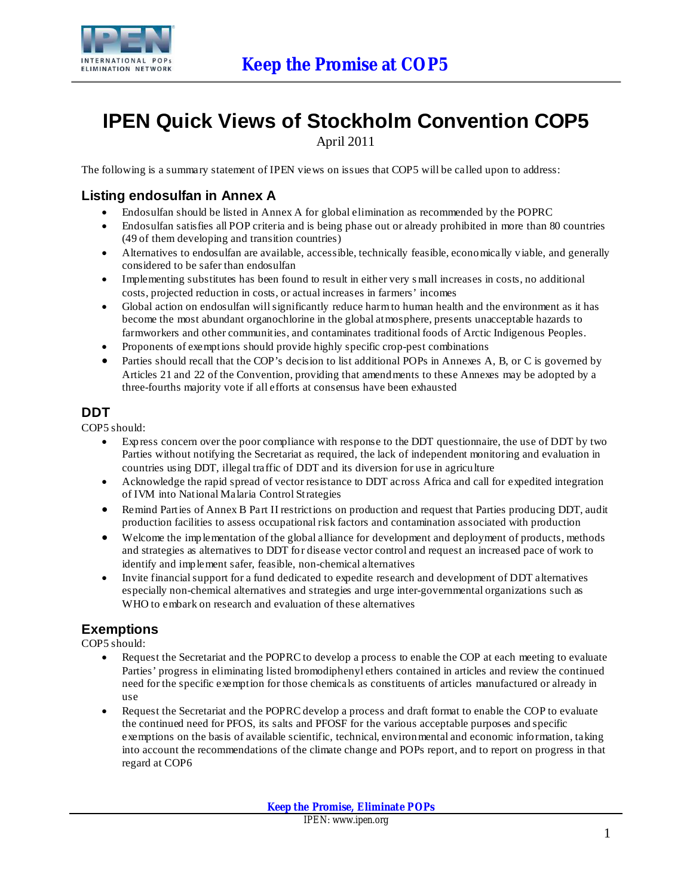# IPEN Quick Views of Stockholm Convention COP5

April 2011

The following is a summary statement of IPEN views on issues that COP5 will be called upon to address:

## Listing endosulfan in Annex A

- Endosulfan should be listed in Annex A for global elimination as recommended by the POPRC
- Endosulfan satisfies all POP criteria and is being phase out or already prohibited in more than 80 countries (49 of them developing and transition countries)
- Alternatives to endosulfan are available, accessible, technically feasible, economically viable, and generally considered to be safer than endosulfan
- Implementing substitutes has been found to result in either very small increases in costs, no additional costs, projected reduction in costs, or actual increases in farmers' incomes
- Global action on endosulfan will significantly reduce harm to human health and the environment as it has become the most abundant organochlorine in the global atmosphere, presents unacceptable hazards to farmworkers and other communities, and contaminates traditional foods of Arctic Indigenous Peoples.
- Proponents of exemptions should provide highly specific crop-pest combinations
- Parties should recall that the COP's decision to list additional POPs in Annexes A, B, or C is governed by Articles 21 and 22 of the Convention, providing that amendments to these Annexes may be adopted by a three-fourths majority vote if all efforts at consensus have been exhausted

## DDT

COP5 should:

- Express concern over the poor compliance with response to the DDT questionnaire, the use of DDT by two Parties without notifying the Secretariat as required, the lack of independent monitoring and evaluation in countries using DDT, illegal traffic of DDT and its diversion for use in agriculture
- Acknowledge the rapid spread of vector resistance to DDT across Africa and call for expedited integration of IVM into National Malaria Control Strategies
- Remind Parties of Annex B Part II restrictions on production and request that Parties producing DDT, audit production facilities to assess occupational risk factors and contamination associated with production
- Welcome the implementation of the global alliance for development and deployment of products, methods and strategies as alternatives to DDT for disease vector control and request an increased pace of work to identify and implement safer, feasible, non-chemical alternatives
- Invite financial support for a fund dedicated to expedite research and development of DDT alternatives especially non-chemical alternatives and strategies and urge inter-governmental organizations such as WHO to embark on research and evaluation of these alternatives

## Exemptions

COP5 should:

- Request the Secretariat and the POPRC to develop a process to enable the COP at each meeting to evaluate Parties' progress in eliminating listed bromodiphenyl ethers contained in articles and review the continued need for the specific exemption for those chemicals as constituents of articles manufactured or already in use
- Request the Secretariat and the POPRC develop a process and draft format to enable the COP to evaluate the continued need for PFOS, its salts and PFOSF for the various acceptable purposes and specific exemptions on the basis of available scientific, technical, environmental and economic information, taking into account the recommendations of the climate change and POPs report, and to report on progress in that regard at COP6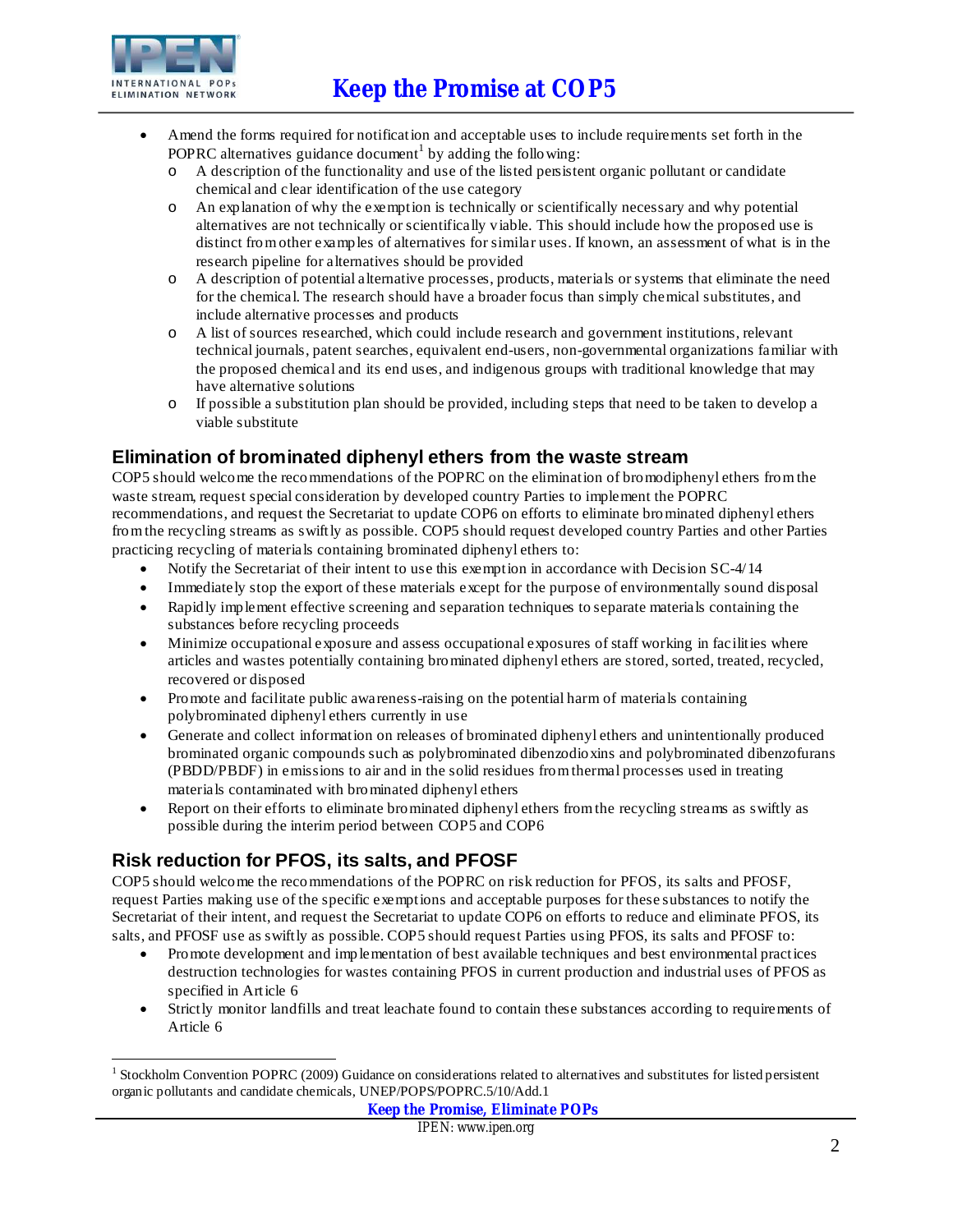- Amend the forms required for notification and acceptable uses to include requirements set forth in the POPRC alternatives guidance document[1] by adding the following:
  - A description of the functionality and use of the listed persistent organic pollutant or candidate chemical and clear identification of the use category
  - An explanation of why the exemption is technically or scientifically necessary and why potential alternatives are not technically or scientifically viable. This should include how the proposed use is distinct from other examples of alternatives for similar uses. If known, an assessment of what is in the research pipeline for alternatives should be provided
  - A description of potential alternative processes, products, materials or systems that eliminate the need for the chemical. The research should have a broader focus than simply chemical substitutes, and include alternative processes and products
  - A list of sources researched, which could include research and government institutions, relevant technical journals, patent searches, equivalent end-users, non-governmental organizations familiar with the proposed chemical and its end uses, and indigenous groups with traditional knowledge that may have alternative solutions
  - If possible a substitution plan should be provided, including steps that need to be taken to develop a viable substitute

## Elimination of brominated diphenyl ethers from the waste stream

COP5 should welcome the recommendations of the POPRC on the elimination of bromodiphenyl ethers from the waste stream, request special consideration by developed country Parties to implement the POPRC recommendations, and request the Secretariat to update COP6 on efforts to eliminate brominated diphenyl ethers from the recycling streams as swiftly as possible. COP5 should request developed country Parties and other Parties practicing recycling of materials containing brominated diphenyl ethers to:

- Notify the Secretariat of their intent to use this exemption in accordance with Decision SC-4/14
- Immediately stop the export of these materials except for the purpose of environmentally sound disposal
- Rapidly implement effective screening and separation techniques to separate materials containing the substances before recycling proceeds
- Minimize occupational exposure and assess occupational exposures of staff working in facilities where articles and wastes potentially containing brominated diphenyl ethers are stored, sorted, treated, recycled, recovered or disposed
- Promote and facilitate public awareness-raising on the potential harm of materials containing polybrominated diphenyl ethers currently in use
- Generate and collect information on releases of brominated diphenyl ethers and unintentionally produced brominated organic compounds such as polybrominated dibenzodioxins and polybrominated dibenzofurans (PBDD/PBDF) in emissions to air and in the solid residues from thermal processes used in treating materials contaminated with brominated diphenyl ethers
- Report on their efforts to eliminate brominated diphenyl ethers from the recycling streams as swiftly as possible during the interim period between COP5 and COP6

## Risk reduction for PFOS, its salts, and PFOSF

COP5 should welcome the recommendations of the POPRC on risk reduction for PFOS, its salts and PFOSF, request Parties making use of the specific exemptions and acceptable purposes for these substances to notify the Secretariat of their intent, and request the Secretariat to update COP6 on efforts to reduce and eliminate PFOS, its salts, and PFOSF use as swiftly as possible. COP5 should request Parties using PFOS, its salts and PFOSF to:

- Promote development and implementation of best available techniques and best environmental practices destruction technologies for wastes containing PFOS in current production and industrial uses of PFOS as specified in Article 6
- Strictly monitor landfills and treat leachate found to contain these substances according to requirements of Article 6

---

[1] Stockholm Convention POPRC (2009) Guidance on considerations related to alternatives and substitutes for listed persistent organic pollutants and candidate chemicals, UNEP/POPS/POPRC.5/10/Add.1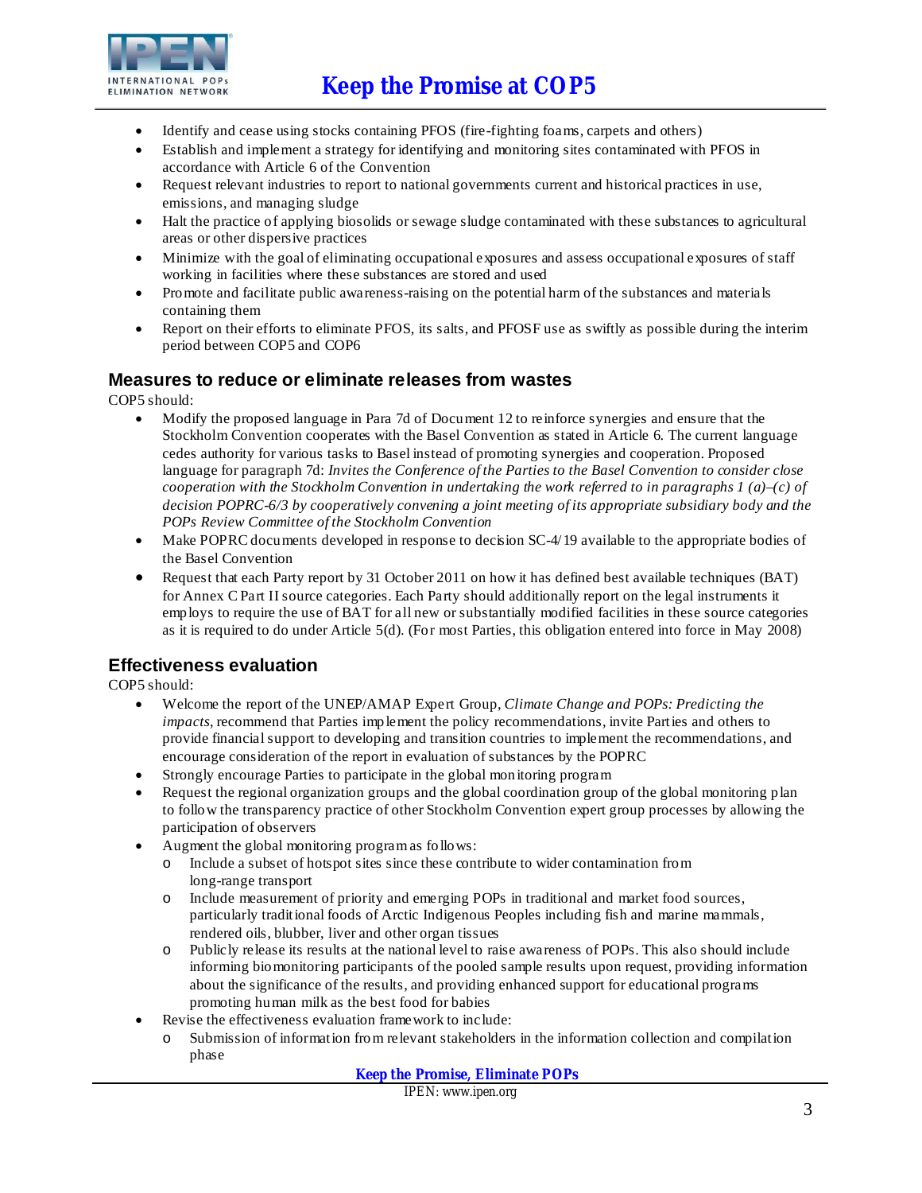- Identify and cease using stocks containing PFOS (fire-fighting foams, carpets and others)
- Establish and implement a strategy for identifying and monitoring sites contaminated with PFOS in accordance with Article 6 of the Convention
- Request relevant industries to report to national governments current and historical practices in use, emissions, and managing sludge
- Halt the practice of applying biosolids or sewage sludge contaminated with these substances to agricultural areas or other dispersive practices
- Minimize with the goal of eliminating occupational exposures and assess occupational exposures of staff working in facilities where these substances are stored and used
- Promote and facilitate public awareness-raising on the potential harm of the substances and materials containing them
- Report on their efforts to eliminate PFOS, its salts, and PFOSF use as swiftly as possible during the interim period between COP5 and COP6

## Measures to reduce or eliminate releases from wastes

COP5 should:

- Modify the proposed language in Para 7d of Document 12 to reinforce synergies and ensure that the Stockholm Convention cooperates with the Basel Convention as stated in Article 6. The current language cedes authority for various tasks to Basel instead of promoting synergies and cooperation. Proposed language for paragraph 7d: *Invites the Conference of the Parties to the Basel Convention to consider close cooperation with the Stockholm Convention in undertaking the work referred to in paragraphs 1 (a)–(c) of decision POPRC-6/3 by cooperatively convening a joint meeting of its appropriate subsidiary body and the POPs Review Committee of the Stockholm Convention*
- Make POPRC documents developed in response to decision SC-4/19 available to the appropriate bodies of the Basel Convention
- Request that each Party report by 31 October 2011 on how it has defined best available techniques (BAT) for Annex C Part II source categories. Each Party should additionally report on the legal instruments it employs to require the use of BAT for all new or substantially modified facilities in these source categories as it is required to do under Article 5(d). (For most Parties, this obligation entered into force in May 2008)

## Effectiveness evaluation

COP5 should:

- Welcome the report of the UNEP/AMAP Expert Group, *Climate Change and POPs: Predicting the impacts*, recommend that Parties implement the policy recommendations, invite Parties and others to provide financial support to developing and transition countries to implement the recommendations, and encourage consideration of the report in evaluation of substances by the POPRC
- Strongly encourage Parties to participate in the global monitoring program
- Request the regional organization groups and the global coordination group of the global monitoring plan to follow the transparency practice of other Stockholm Convention expert group processes by allowing the participation of observers
- Augment the global monitoring program as follows:
  - Include a subset of hotspot sites since these contribute to wider contamination from long-range transport
  - Include measurement of priority and emerging POPs in traditional and market food sources, particularly traditional foods of Arctic Indigenous Peoples including fish and marine mammals, rendered oils, blubber, liver and other organ tissues
  - Publicly release its results at the national level to raise awareness of POPs. This also should include informing biomonitoring participants of the pooled sample results upon request, providing information about the significance of the results, and providing enhanced support for educational programs promoting human milk as the best food for babies
- Revise the effectiveness evaluation framework to include:
  - Submission of information from relevant stakeholders in the information collection and compilation phase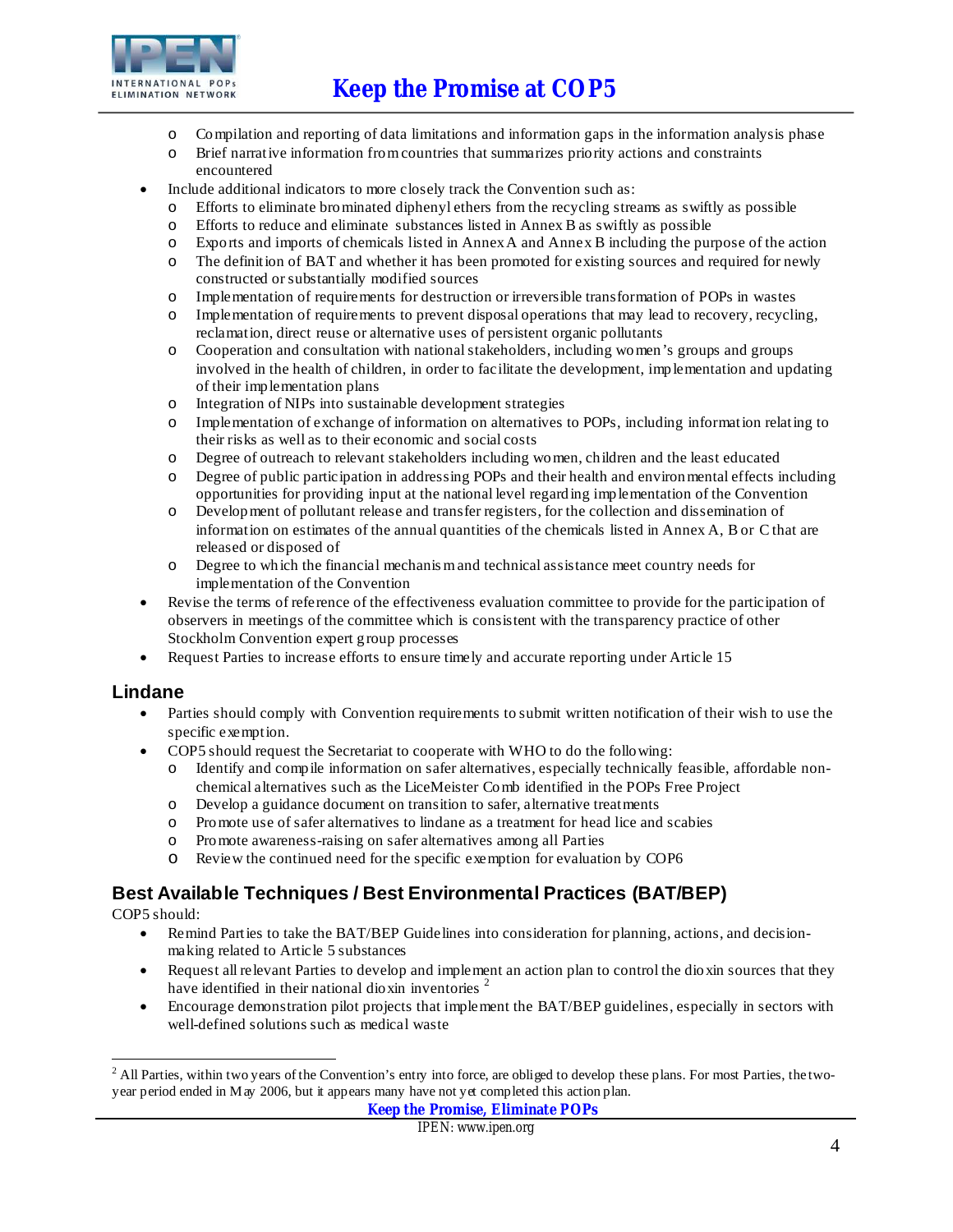- Compilation and reporting of data limitations and information gaps in the information analysis phase
  - Brief narrative information from countries that summarizes priority actions and constraints encountered
- Include additional indicators to more closely track the Convention such as:
  - Efforts to eliminate brominated diphenyl ethers from the recycling streams as swiftly as possible
  - Efforts to reduce and eliminate substances listed in Annex B as swiftly as possible
  - Exports and imports of chemicals listed in Annex A and Annex B including the purpose of the action
  - The definition of BAT and whether it has been promoted for existing sources and required for newly constructed or substantially modified sources
  - Implementation of requirements for destruction or irreversible transformation of POPs in wastes
  - Implementation of requirements to prevent disposal operations that may lead to recovery, recycling, reclamation, direct reuse or alternative uses of persistent organic pollutants
  - Cooperation and consultation with national stakeholders, including women's groups and groups involved in the health of children, in order to facilitate the development, implementation and updating of their implementation plans
  - Integration of NIPs into sustainable development strategies
  - Implementation of exchange of information on alternatives to POPs, including information relating to their risks as well as to their economic and social costs
  - Degree of outreach to relevant stakeholders including women, children and the least educated
  - Degree of public participation in addressing POPs and their health and environmental effects including opportunities for providing input at the national level regarding implementation of the Convention
  - Development of pollutant release and transfer registers, for the collection and dissemination of information on estimates of the annual quantities of the chemicals listed in Annex A, B or C that are released or disposed of
  - Degree to which the financial mechanism and technical assistance meet country needs for implementation of the Convention
- Revise the terms of reference of the effectiveness evaluation committee to provide for the participation of observers in meetings of the committee which is consistent with the transparency practice of other Stockholm Convention expert group processes
- Request Parties to increase efforts to ensure timely and accurate reporting under Article 15

## Lindane

- Parties should comply with Convention requirements to submit written notification of their wish to use the specific exemption.
- COP5 should request the Secretariat to cooperate with WHO to do the following:
  - Identify and compile information on safer alternatives, especially technically feasible, affordable non-chemical alternatives such as the LiceMeister Comb identified in the POPs Free Project
  - Develop a guidance document on transition to safer, alternative treatments
  - Promote use of safer alternatives to lindane as a treatment for head lice and scabies
  - Promote awareness-raising on safer alternatives among all Parties
  - Review the continued need for the specific exemption for evaluation by COP6

## Best Available Techniques / Best Environmental Practices (BAT/BEP)

COP5 should:

- Remind Parties to take the BAT/BEP Guidelines into consideration for planning, actions, and decision-making related to Article 5 substances
- Request all relevant Parties to develop and implement an action plan to control the dioxin sources that they have identified in their national dioxin inventories [2]
- Encourage demonstration pilot projects that implement the BAT/BEP guidelines, especially in sectors with well-defined solutions such as medical waste

[2] All Parties, within two years of the Convention's entry into force, are obliged to develop these plans. For most Parties, the two-year period ended in May 2006, but it appears many have not yet completed this action plan.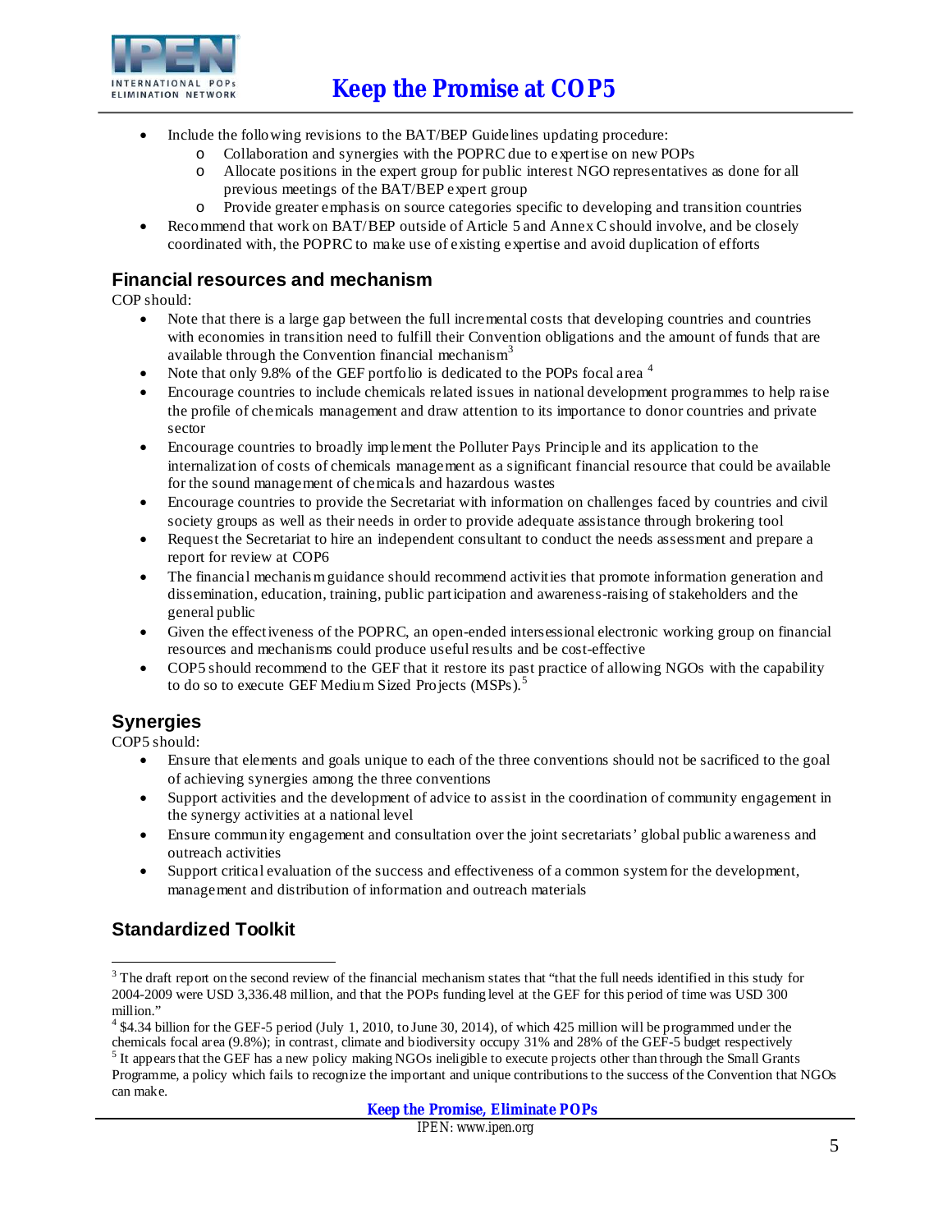- Include the following revisions to the BAT/BEP Guidelines updating procedure:
  - Collaboration and synergies with the POPRC due to expertise on new POPs
  - Allocate positions in the expert group for public interest NGO representatives as done for all previous meetings of the BAT/BEP expert group
  - Provide greater emphasis on source categories specific to developing and transition countries
- Recommend that work on BAT/BEP outside of Article 5 and Annex C should involve, and be closely coordinated with, the POPRC to make use of existing expertise and avoid duplication of efforts

## Financial resources and mechanism

COP should:

- Note that there is a large gap between the full incremental costs that developing countries and countries with economies in transition need to fulfill their Convention obligations and the amount of funds that are available through the Convention financial mechanism[3]
- Note that only 9.8% of the GEF portfolio is dedicated to the POPs focal area [4]
- Encourage countries to include chemicals related issues in national development programmes to help raise the profile of chemicals management and draw attention to its importance to donor countries and private sector
- Encourage countries to broadly implement the Polluter Pays Principle and its application to the internalization of costs of chemicals management as a significant financial resource that could be available for the sound management of chemicals and hazardous wastes
- Encourage countries to provide the Secretariat with information on challenges faced by countries and civil society groups as well as their needs in order to provide adequate assistance through brokering tool
- Request the Secretariat to hire an independent consultant to conduct the needs assessment and prepare a report for review at COP6
- The financial mechanism guidance should recommend activities that promote information generation and dissemination, education, training, public participation and awareness-raising of stakeholders and the general public
- Given the effectiveness of the POPRC, an open-ended intersessional electronic working group on financial resources and mechanisms could produce useful results and be cost-effective
- COP5 should recommend to the GEF that it restore its past practice of allowing NGOs with the capability to do so to execute GEF Medium Sized Projects (MSPs).[5]

## Synergies

COP5 should:

- Ensure that elements and goals unique to each of the three conventions should not be sacrificed to the goal of achieving synergies among the three conventions
- Support activities and the development of advice to assist in the coordination of community engagement in the synergy activities at a national level
- Ensure community engagement and consultation over the joint secretariats' global public awareness and outreach activities
- Support critical evaluation of the success and effectiveness of a common system for the development, management and distribution of information and outreach materials

## Standardized Toolkit

---

[3] The draft report on the second review of the financial mechanism states that "that the full needs identified in this study for 2004-2009 were USD 3,336.48 million, and that the POPs funding level at the GEF for this period of time was USD 300 million."

[4] $4.34 billion for the GEF-5 period (July 1, 2010, to June 30, 2014), of which 425 million will be programmed under the chemicals focal area (9.8%); in contrast, climate and biodiversity occupy 31% and 28% of the GEF-5 budget respectively

[5] It appears that the GEF has a new policy making NGOs ineligible to execute projects other than through the Small Grants Programme, a policy which fails to recognize the important and unique contributions to the success of the Convention that NGOs can make.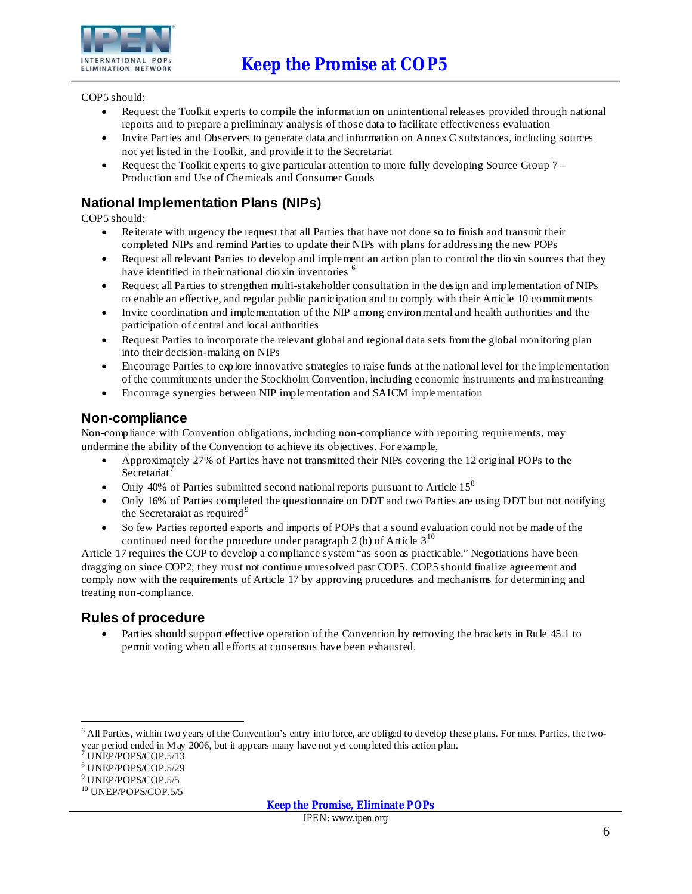COP5 should:

- Request the Toolkit experts to compile the information on unintentional releases provided through national reports and to prepare a preliminary analysis of those data to facilitate effectiveness evaluation
- Invite Parties and Observers to generate data and information on Annex C substances, including sources not yet listed in the Toolkit, and provide it to the Secretariat
- Request the Toolkit experts to give particular attention to more fully developing Source Group 7 – Production and Use of Chemicals and Consumer Goods

## National Implementation Plans (NIPs)

COP5 should:

- Reiterate with urgency the request that all Parties that have not done so to finish and transmit their completed NIPs and remind Parties to update their NIPs with plans for addressing the new POPs
- Request all relevant Parties to develop and implement an action plan to control the dioxin sources that they have identified in their national dioxin inventories [6]
- Request all Parties to strengthen multi-stakeholder consultation in the design and implementation of NIPs to enable an effective, and regular public participation and to comply with their Article 10 commitments
- Invite coordination and implementation of the NIP among environmental and health authorities and the participation of central and local authorities
- Request Parties to incorporate the relevant global and regional data sets from the global monitoring plan into their decision-making on NIPs
- Encourage Parties to explore innovative strategies to raise funds at the national level for the implementation of the commitments under the Stockholm Convention, including economic instruments and mainstreaming
- Encourage synergies between NIP implementation and SAICM implementation

## Non-compliance

Non-compliance with Convention obligations, including non-compliance with reporting requirements, may undermine the ability of the Convention to achieve its objectives. For example,

- Approximately 27% of Parties have not transmitted their NIPs covering the 12 original POPs to the Secretariat [7]
- Only 40% of Parties submitted second national reports pursuant to Article 15 [8]
- Only 16% of Parties completed the questionnaire on DDT and two Parties are using DDT but not notifying the Secretaraiat as required [9]
- So few Parties reported exports and imports of POPs that a sound evaluation could not be made of the continued need for the procedure under paragraph 2 (b) of Article 3 [10]

Article 17 requires the COP to develop a compliance system "as soon as practicable." Negotiations have been dragging on since COP2; they must not continue unresolved past COP5. COP5 should finalize agreement and comply now with the requirements of Article 17 by approving procedures and mechanisms for determining and treating non-compliance.

## Rules of procedure

- Parties should support effective operation of the Convention by removing the brackets in Rule 45.1 to permit voting when all efforts at consensus have been exhausted.

---

[6] All Parties, within two years of the Convention's entry into force, are obliged to develop these plans. For most Parties, the two-year period ended in May 2006, but it appears many have not yet completed this action plan.

[7] UNEP/POPS/COP.5/13

[8] UNEP/POPS/COP.5/29

[9] UNEP/POPS/COP.5/5

[10] UNEP/POPS/COP.5/5